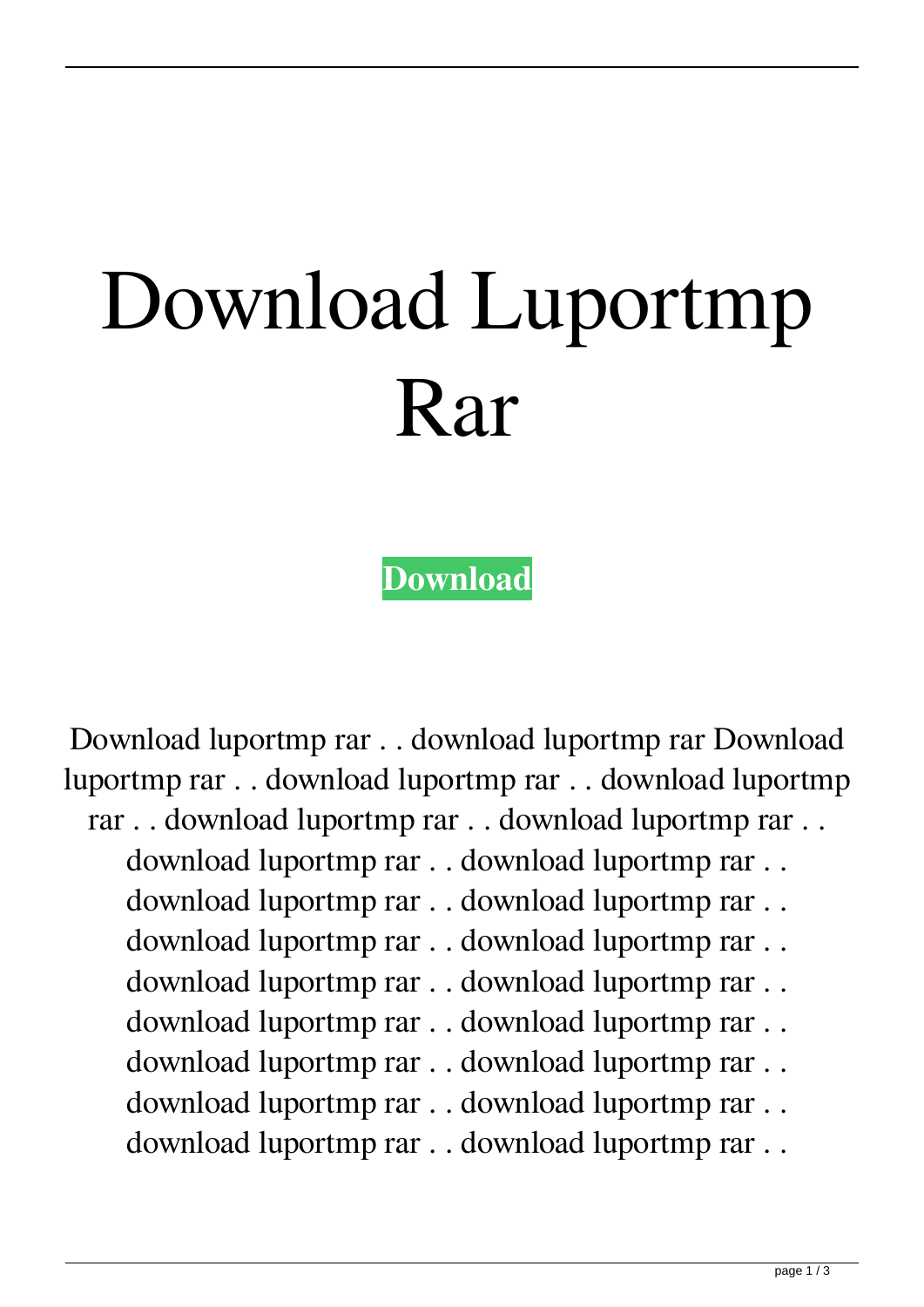# Download Luportmp Rar

**Download**

Download luportmp rar . . download luportmp rar Download luportmp rar . . download luportmp rar . . download luportmp rar . . download luportmp rar . . download luportmp rar . . download luportmp rar . . download luportmp rar . . download luportmp rar . . download luportmp rar . . download luportmp rar . . download luportmp rar . . download luportmp rar . . download luportmp rar . . download luportmp rar . . download luportmp rar . . download luportmp rar . . download luportmp rar . . download luportmp rar . . download luportmp rar . . download luportmp rar . . download luportmp rar . .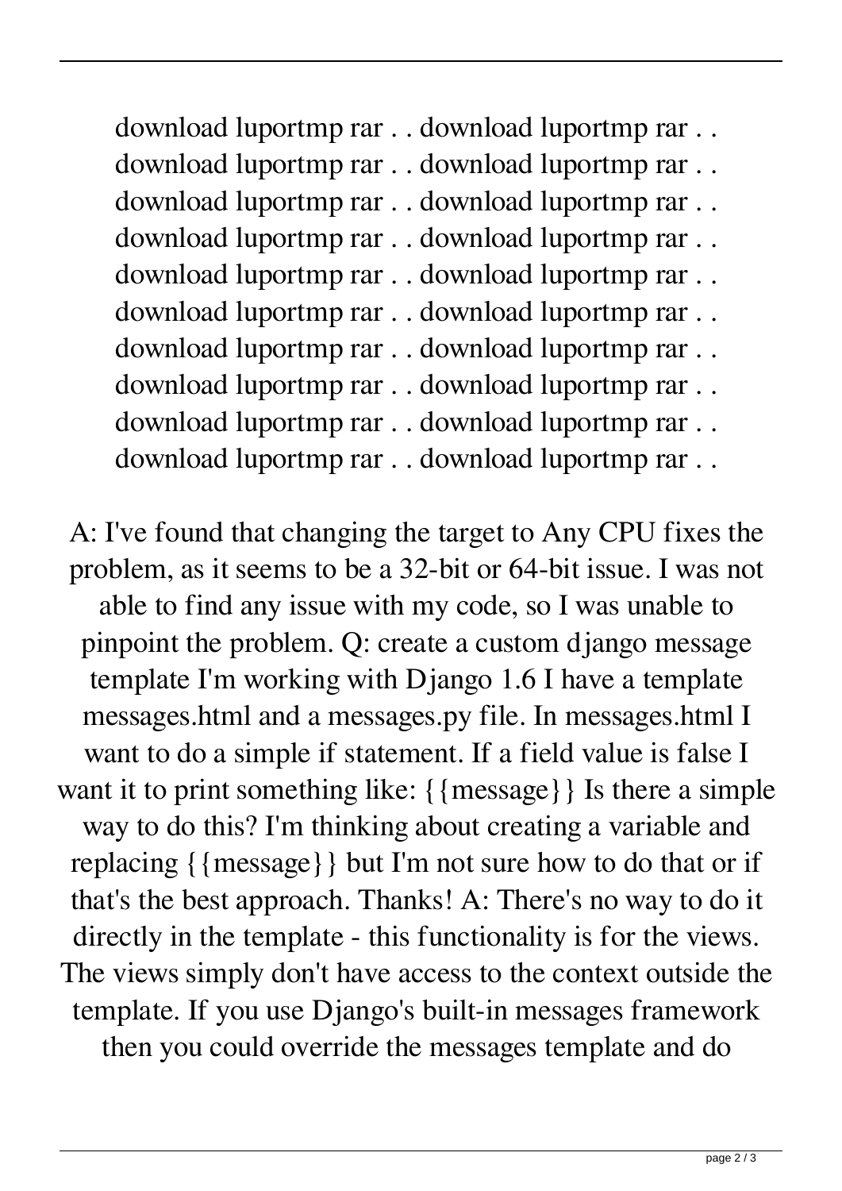download luportmp rar . . download luportmp rar . .
download luportmp rar . . download luportmp rar . .
download luportmp rar . . download luportmp rar . .
download luportmp rar . . download luportmp rar . .
download luportmp rar . . download luportmp rar . .
download luportmp rar . . download luportmp rar . .
download luportmp rar . . download luportmp rar . .
download luportmp rar . . download luportmp rar . .
download luportmp rar . . download luportmp rar . .
download luportmp rar . . download luportmp rar . .

A: I've found that changing the target to Any CPU fixes the problem, as it seems to be a 32-bit or 64-bit issue. I was not able to find any issue with my code, so I was unable to pinpoint the problem. Q: create a custom django message template I'm working with Django 1.6 I have a template messages.html and a messages.py file. In messages.html I want to do a simple if statement. If a field value is false I want it to print something like: {{message}} Is there a simple way to do this? I'm thinking about creating a variable and replacing {{message}} but I'm not sure how to do that or if that's the best approach. Thanks! A: There's no way to do it directly in the template - this functionality is for the views. The views simply don't have access to the context outside the template. If you use Django's built-in messages framework then you could override the messages template and do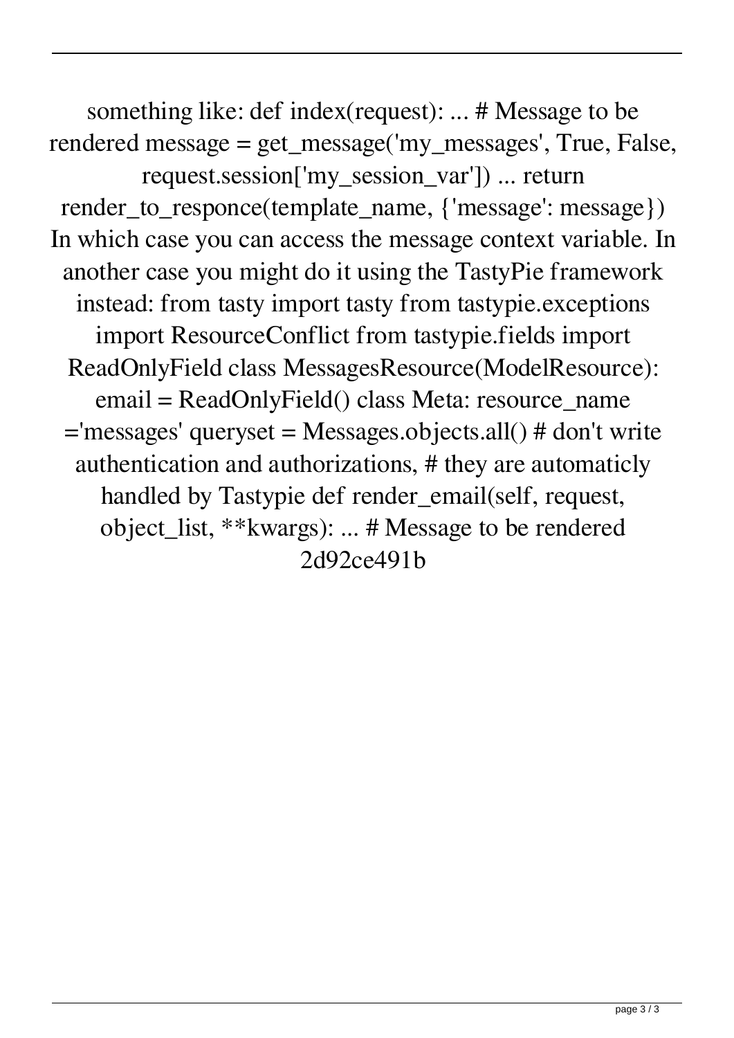something like: def index(request): ... # Message to be rendered message = get_message('my_messages', True, False, request.session['my_session_var']) ... return render_to_responce(template_name, {'message': message}) In which case you can access the message context variable. In another case you might do it using the TastyPie framework instead: from tasty import tasty from tastypie.exceptions import ResourceConflict from tastypie.fields import ReadOnlyField class MessagesResource(ModelResource): email = ReadOnlyField() class Meta: resource_name ='messages' queryset = Messages.objects.all() # don't write authentication and authorizations, # they are automaticly handled by Tastypie def render_email(self, request, object_list, **kwargs): ... # Message to be rendered 2d92ce491b